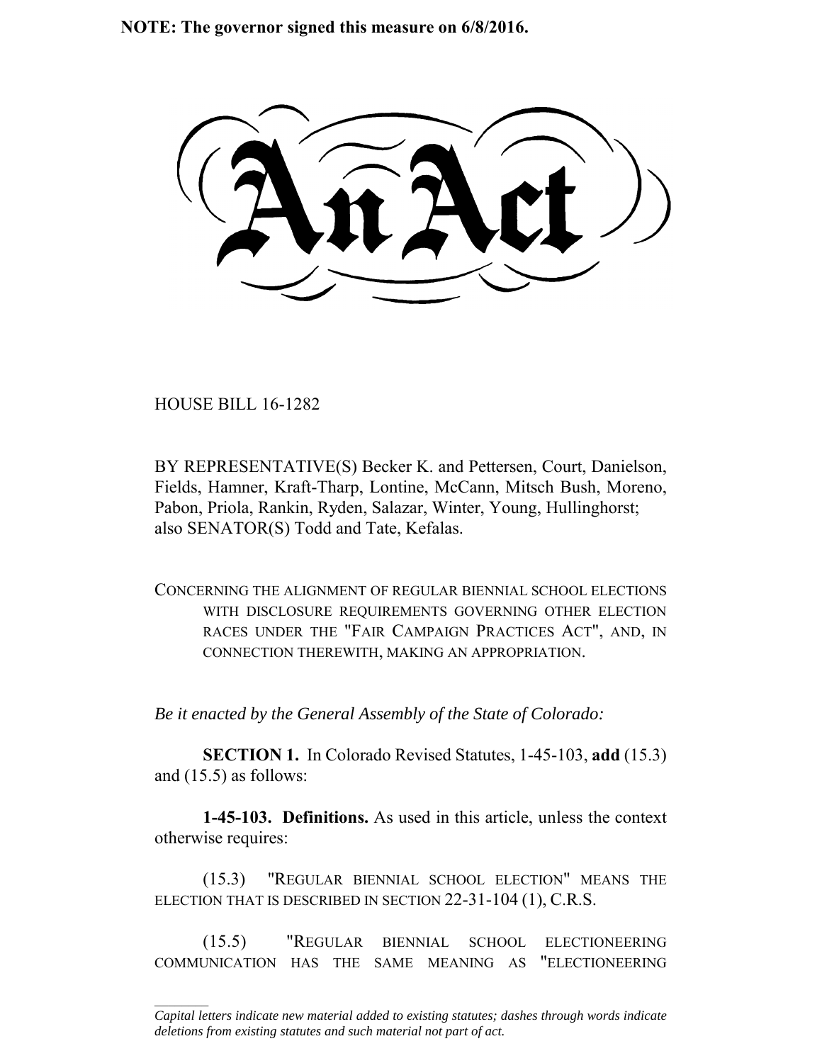**NOTE: The governor signed this measure on 6/8/2016.**

# An Act

HOUSE BILL 16-1282

BY REPRESENTATIVE(S) Becker K. and Pettersen, Court, Danielson, Fields, Hamner, Kraft-Tharp, Lontine, McCann, Mitsch Bush, Moreno, Pabon, Priola, Rankin, Ryden, Salazar, Winter, Young, Hullinghorst; also SENATOR(S) Todd and Tate, Kefalas.

CONCERNING THE ALIGNMENT OF REGULAR BIENNIAL SCHOOL ELECTIONS WITH DISCLOSURE REQUIREMENTS GOVERNING OTHER ELECTION RACES UNDER THE "FAIR CAMPAIGN PRACTICES ACT", AND, IN CONNECTION THEREWITH, MAKING AN APPROPRIATION.

*Be it enacted by the General Assembly of the State of Colorado:*

**SECTION 1.** In Colorado Revised Statutes, 1-45-103, **add** (15.3) and (15.5) as follows:

**1-45-103. Definitions.** As used in this article, unless the context otherwise requires:

(15.3) "REGULAR BIENNIAL SCHOOL ELECTION" MEANS THE ELECTION THAT IS DESCRIBED IN SECTION 22-31-104 (1), C.R.S.

(15.5) "REGULAR BIENNIAL SCHOOL ELECTIONEERING COMMUNICATION HAS THE SAME MEANING AS "ELECTIONEERING

---

*Capital letters indicate new material added to existing statutes; dashes through words indicate deletions from existing statutes and such material not part of act.*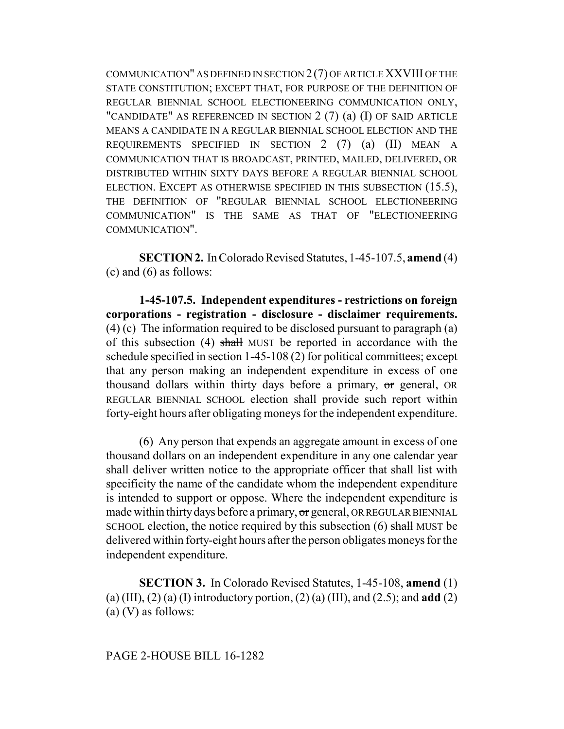COMMUNICATION" AS DEFINED IN SECTION 2 (7) OF ARTICLE XXVIII OF THE STATE CONSTITUTION; EXCEPT THAT, FOR PURPOSE OF THE DEFINITION OF REGULAR BIENNIAL SCHOOL ELECTIONEERING COMMUNICATION ONLY, "CANDIDATE" AS REFERENCED IN SECTION 2 (7) (a) (I) OF SAID ARTICLE MEANS A CANDIDATE IN A REGULAR BIENNIAL SCHOOL ELECTION AND THE REQUIREMENTS SPECIFIED IN SECTION 2 (7) (a) (II) MEAN A COMMUNICATION THAT IS BROADCAST, PRINTED, MAILED, DELIVERED, OR DISTRIBUTED WITHIN SIXTY DAYS BEFORE A REGULAR BIENNIAL SCHOOL ELECTION. EXCEPT AS OTHERWISE SPECIFIED IN THIS SUBSECTION (15.5), THE DEFINITION OF "REGULAR BIENNIAL SCHOOL ELECTIONEERING COMMUNICATION" IS THE SAME AS THAT OF "ELECTIONEERING COMMUNICATION".

**SECTION 2.** In Colorado Revised Statutes, 1-45-107.5, **amend** (4) (c) and (6) as follows:

**1-45-107.5. Independent expenditures - restrictions on foreign corporations - registration - disclosure - disclaimer requirements.** (4) (c) The information required to be disclosed pursuant to paragraph (a) of this subsection (4) ~~shall~~ MUST be reported in accordance with the schedule specified in section 1-45-108 (2) for political committees; except that any person making an independent expenditure in excess of one thousand dollars within thirty days before a primary, ~~or~~ general, OR REGULAR BIENNIAL SCHOOL election shall provide such report within forty-eight hours after obligating moneys for the independent expenditure.

(6) Any person that expends an aggregate amount in excess of one thousand dollars on an independent expenditure in any one calendar year shall deliver written notice to the appropriate officer that shall list with specificity the name of the candidate whom the independent expenditure is intended to support or oppose. Where the independent expenditure is made within thirty days before a primary, ~~or~~ general, OR REGULAR BIENNIAL SCHOOL election, the notice required by this subsection (6) ~~shall~~ MUST be delivered within forty-eight hours after the person obligates moneys for the independent expenditure.

**SECTION 3.** In Colorado Revised Statutes, 1-45-108, **amend** (1) (a) (III), (2) (a) (I) introductory portion, (2) (a) (III), and (2.5); and **add** (2) (a) (V) as follows:

PAGE 2-HOUSE BILL 16-1282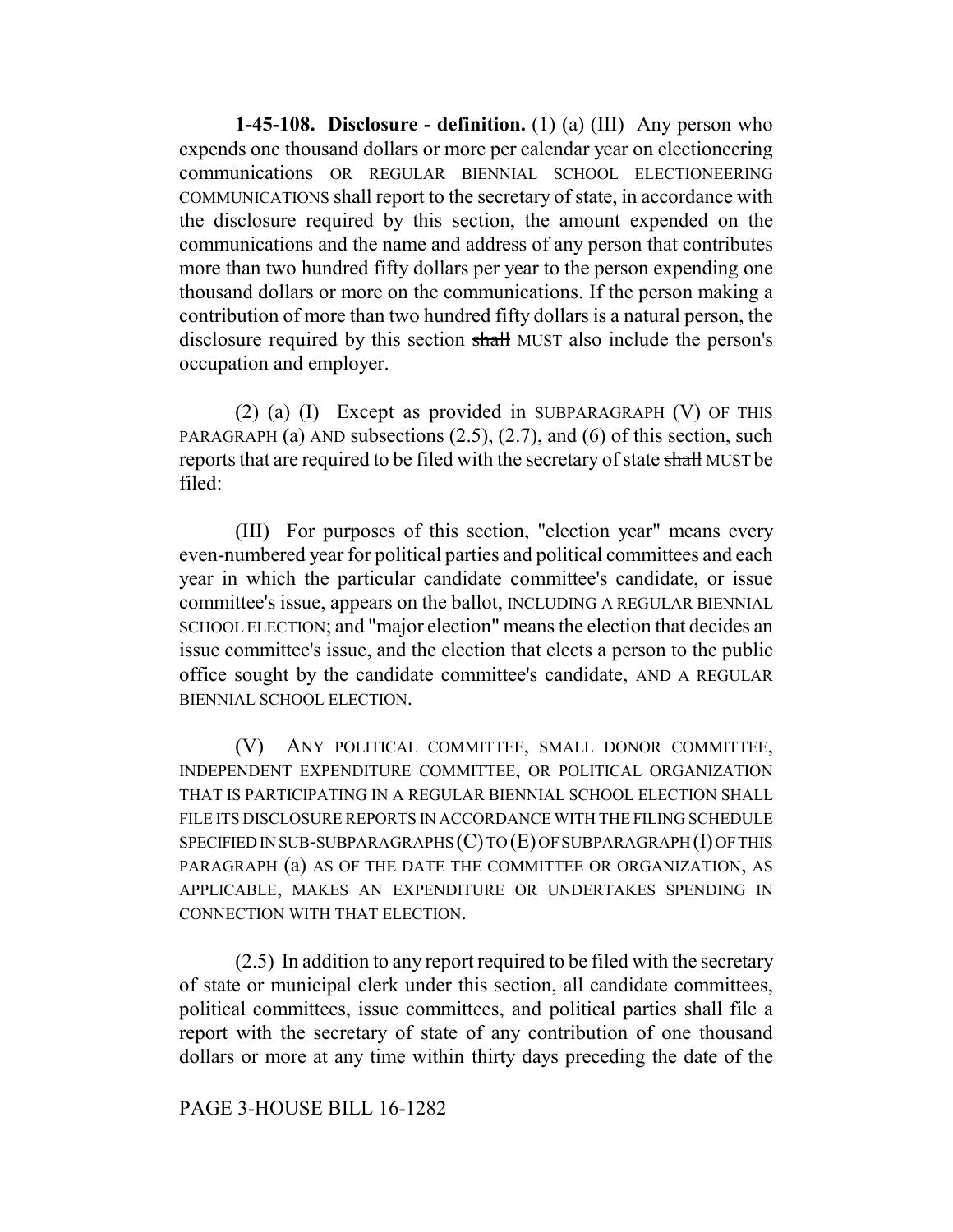**1-45-108. Disclosure - definition.** (1) (a) (III) Any person who expends one thousand dollars or more per calendar year on electioneering communications OR REGULAR BIENNIAL SCHOOL ELECTIONEERING COMMUNICATIONS shall report to the secretary of state, in accordance with the disclosure required by this section, the amount expended on the communications and the name and address of any person that contributes more than two hundred fifty dollars per year to the person expending one thousand dollars or more on the communications. If the person making a contribution of more than two hundred fifty dollars is a natural person, the disclosure required by this section ~~shall~~ MUST also include the person's occupation and employer.

(2) (a) (I) Except as provided in SUBPARAGRAPH (V) OF THIS PARAGRAPH (a) AND subsections (2.5), (2.7), and (6) of this section, such reports that are required to be filed with the secretary of state ~~shall~~ MUST be filed:

(III) For purposes of this section, "election year" means every even-numbered year for political parties and political committees and each year in which the particular candidate committee's candidate, or issue committee's issue, appears on the ballot, INCLUDING A REGULAR BIENNIAL SCHOOL ELECTION; and "major election" means the election that decides an issue committee's issue, ~~and~~ the election that elects a person to the public office sought by the candidate committee's candidate, AND A REGULAR BIENNIAL SCHOOL ELECTION.

(V) ANY POLITICAL COMMITTEE, SMALL DONOR COMMITTEE, INDEPENDENT EXPENDITURE COMMITTEE, OR POLITICAL ORGANIZATION THAT IS PARTICIPATING IN A REGULAR BIENNIAL SCHOOL ELECTION SHALL FILE ITS DISCLOSURE REPORTS IN ACCORDANCE WITH THE FILING SCHEDULE SPECIFIED IN SUB-SUBPARAGRAPHS (C) TO (E) OF SUBPARAGRAPH (I) OF THIS PARAGRAPH (a) AS OF THE DATE THE COMMITTEE OR ORGANIZATION, AS APPLICABLE, MAKES AN EXPENDITURE OR UNDERTAKES SPENDING IN CONNECTION WITH THAT ELECTION.

(2.5) In addition to any report required to be filed with the secretary of state or municipal clerk under this section, all candidate committees, political committees, issue committees, and political parties shall file a report with the secretary of state of any contribution of one thousand dollars or more at any time within thirty days preceding the date of the

PAGE 3-HOUSE BILL 16-1282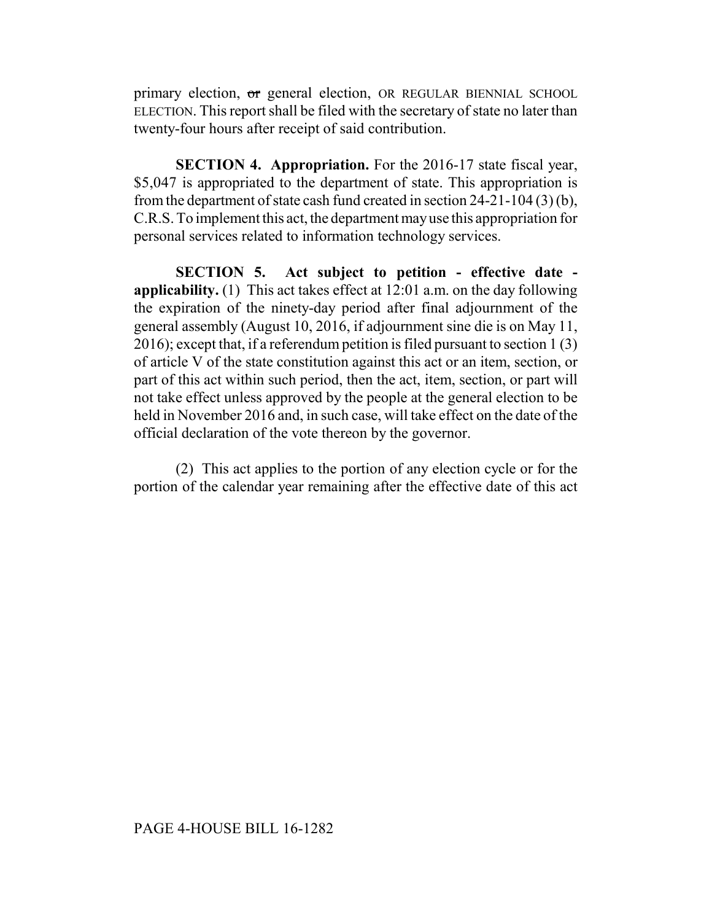primary election, ~~or~~ general election, OR REGULAR BIENNIAL SCHOOL ELECTION. This report shall be filed with the secretary of state no later than twenty-four hours after receipt of said contribution.

**SECTION 4. Appropriation.** For the 2016-17 state fiscal year, $5,047 is appropriated to the department of state. This appropriation is from the department of state cash fund created in section 24-21-104 (3) (b), C.R.S. To implement this act, the department may use this appropriation for personal services related to information technology services.

**SECTION 5. Act subject to petition - effective date - applicability.** (1) This act takes effect at 12:01 a.m. on the day following the expiration of the ninety-day period after final adjournment of the general assembly (August 10, 2016, if adjournment sine die is on May 11, 2016); except that, if a referendum petition is filed pursuant to section 1 (3) of article V of the state constitution against this act or an item, section, or part of this act within such period, then the act, item, section, or part will not take effect unless approved by the people at the general election to be held in November 2016 and, in such case, will take effect on the date of the official declaration of the vote thereon by the governor.

(2) This act applies to the portion of any election cycle or for the portion of the calendar year remaining after the effective date of this act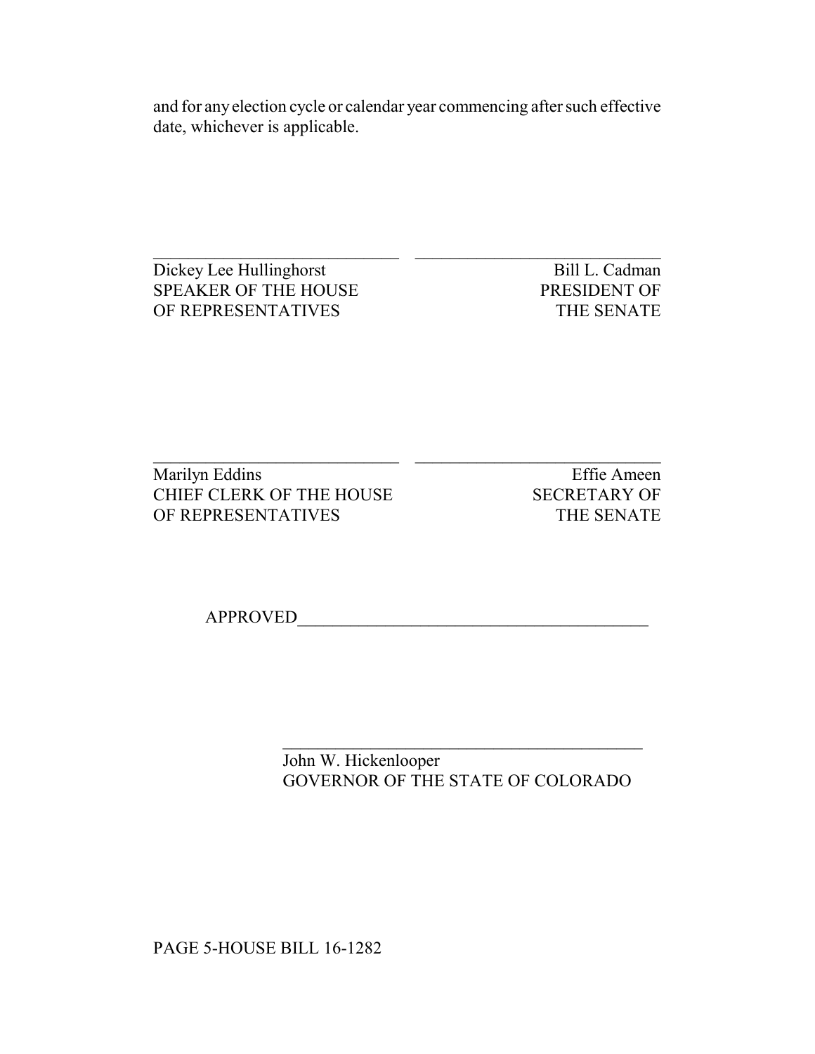and for any election cycle or calendar year commencing after such effective date, whichever is applicable.

| | |
|---|---|
| ____________________________ | ____________________________ |
| Dickey Lee Hullinghorst | Bill L. Cadman |
| SPEAKER OF THE HOUSE | PRESIDENT OF |
| OF REPRESENTATIVES | THE SENATE |

| | |
|---|---|
| ____________________________ | ____________________________ |
| Marilyn Eddins | Effie Ameen |
| CHIEF CLERK OF THE HOUSE | SECRETARY OF |
| OF REPRESENTATIVES | THE SENATE |

APPROVED________________________________________

____________________________________________

John W. Hickenlooper
GOVERNOR OF THE STATE OF COLORADO

PAGE 5-HOUSE BILL 16-1282